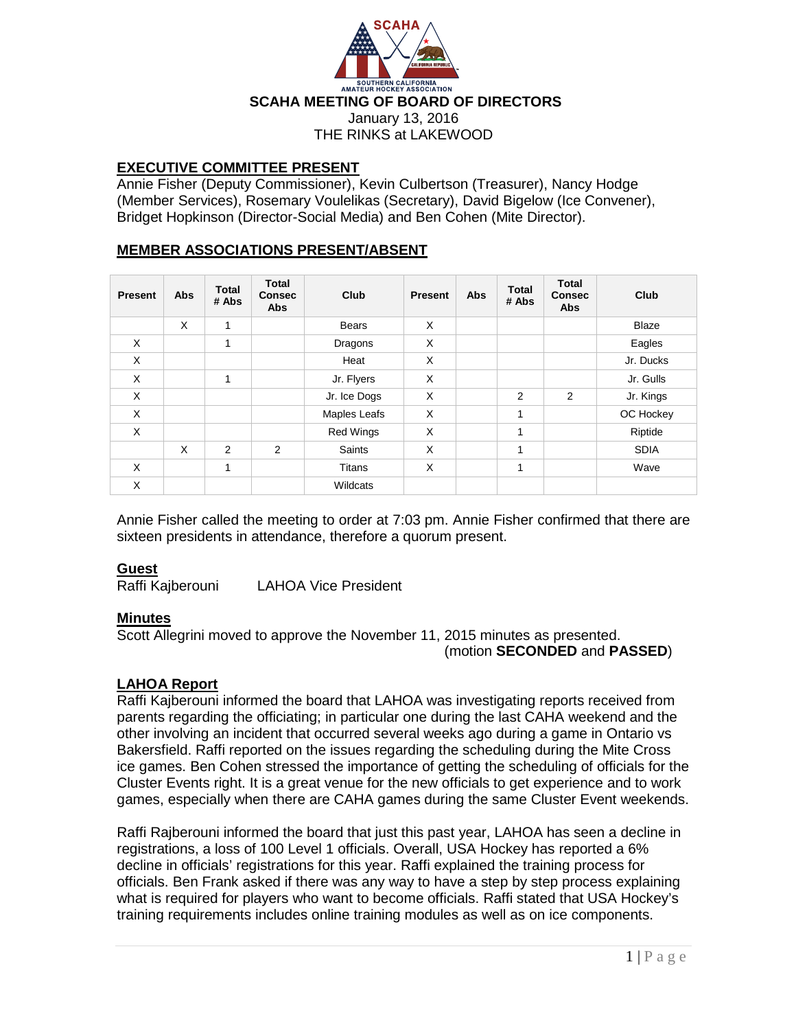SCAHA
SOUTHERN CALIFORNIA AMATEUR HOCKEY ASSOCIATION

# SCAHA MEETING OF BOARD OF DIRECTORS

January 13, 2016
THE RINKS at LAKEWOOD

## EXECUTIVE COMMITTEE PRESENT

Annie Fisher (Deputy Commissioner), Kevin Culbertson (Treasurer), Nancy Hodge (Member Services), Rosemary Voulelikas (Secretary), David Bigelow (Ice Convener), Bridget Hopkinson (Director-Social Media) and Ben Cohen (Mite Director).

## MEMBER ASSOCIATIONS PRESENT/ABSENT

| Present | Abs | Total # Abs | Total Consec Abs | Club | Present | Abs | Total # Abs | Total Consec Abs | Club |
|---|---|---|---|---|---|---|---|---|---|
| | X | 1 | | Bears | X | | | | Blaze |
| X | | 1 | | Dragons | X | | | | Eagles |
| X | | | | Heat | X | | | | Jr. Ducks |
| X | | 1 | | Jr. Flyers | X | | | | Jr. Gulls |
| X | | | | Jr. Ice Dogs | X | | 2 | 2 | Jr. Kings |
| X | | | | Maples Leafs | X | | 1 | | OC Hockey |
| X | | | | Red Wings | X | | 1 | | Riptide |
| | X | 2 | 2 | Saints | X | | 1 | | SDIA |
| X | | 1 | | Titans | X | | 1 | | Wave |
| X | | | | Wildcats | | | | | |

Annie Fisher called the meeting to order at 7:03 pm. Annie Fisher confirmed that there are sixteen presidents in attendance, therefore a quorum present.

## Guest

Raffi Kajberouni LAHOA Vice President

## Minutes

Scott Allegrini moved to approve the November 11, 2015 minutes as presented.
(motion **SECONDED** and **PASSED**)

## LAHOA Report

Raffi Kajberouni informed the board that LAHOA was investigating reports received from parents regarding the officiating; in particular one during the last CAHA weekend and the other involving an incident that occurred several weeks ago during a game in Ontario vs Bakersfield. Raffi reported on the issues regarding the scheduling during the Mite Cross ice games. Ben Cohen stressed the importance of getting the scheduling of officials for the Cluster Events right. It is a great venue for the new officials to get experience and to work games, especially when there are CAHA games during the same Cluster Event weekends.

Raffi Rajberouni informed the board that just this past year, LAHOA has seen a decline in registrations, a loss of 100 Level 1 officials. Overall, USA Hockey has reported a 6% decline in officials' registrations for this year. Raffi explained the training process for officials. Ben Frank asked if there was any way to have a step by step process explaining what is required for players who want to become officials. Raffi stated that USA Hockey's training requirements includes online training modules as well as on ice components.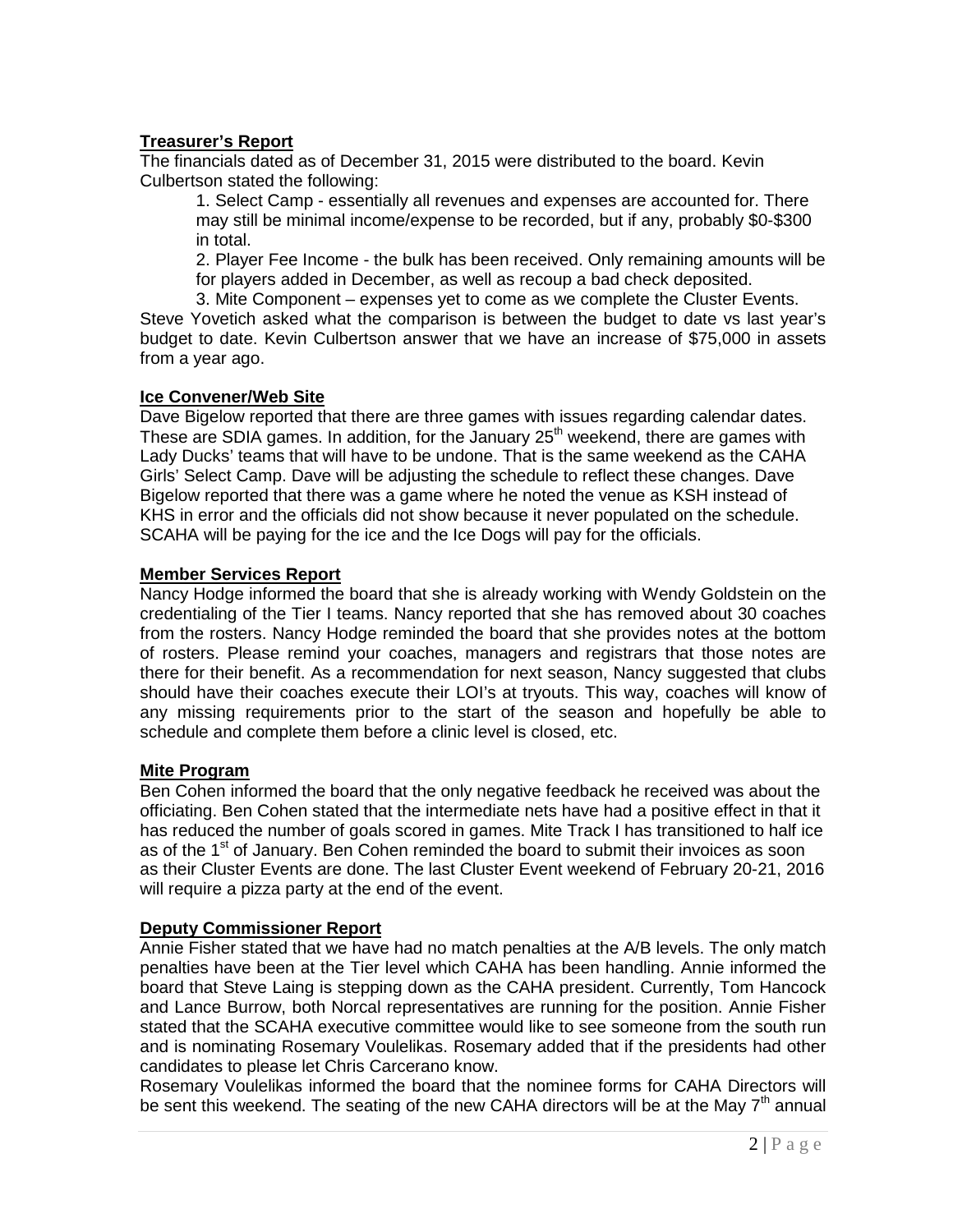## Treasurer's Report

The financials dated as of December 31, 2015 were distributed to the board. Kevin Culbertson stated the following:

1. Select Camp - essentially all revenues and expenses are accounted for. There may still be minimal income/expense to be recorded, but if any, probably \$0-\$300 in total.
2. Player Fee Income - the bulk has been received. Only remaining amounts will be for players added in December, as well as recoup a bad check deposited.
3. Mite Component – expenses yet to come as we complete the Cluster Events.

Steve Yovetich asked what the comparison is between the budget to date vs last year's budget to date. Kevin Culbertson answer that we have an increase of \$75,000 in assets from a year ago.

## Ice Convener/Web Site

Dave Bigelow reported that there are three games with issues regarding calendar dates. These are SDIA games. In addition, for the January 25th weekend, there are games with Lady Ducks' teams that will have to be undone. That is the same weekend as the CAHA Girls' Select Camp. Dave will be adjusting the schedule to reflect these changes. Dave Bigelow reported that there was a game where he noted the venue as KSH instead of KHS in error and the officials did not show because it never populated on the schedule. SCAHA will be paying for the ice and the Ice Dogs will pay for the officials.

## Member Services Report

Nancy Hodge informed the board that she is already working with Wendy Goldstein on the credentialing of the Tier I teams. Nancy reported that she has removed about 30 coaches from the rosters. Nancy Hodge reminded the board that she provides notes at the bottom of rosters. Please remind your coaches, managers and registrars that those notes are there for their benefit. As a recommendation for next season, Nancy suggested that clubs should have their coaches execute their LOI's at tryouts. This way, coaches will know of any missing requirements prior to the start of the season and hopefully be able to schedule and complete them before a clinic level is closed, etc.

## Mite Program

Ben Cohen informed the board that the only negative feedback he received was about the officiating. Ben Cohen stated that the intermediate nets have had a positive effect in that it has reduced the number of goals scored in games. Mite Track I has transitioned to half ice as of the 1st of January. Ben Cohen reminded the board to submit their invoices as soon as their Cluster Events are done. The last Cluster Event weekend of February 20-21, 2016 will require a pizza party at the end of the event.

## Deputy Commissioner Report

Annie Fisher stated that we have had no match penalties at the A/B levels. The only match penalties have been at the Tier level which CAHA has been handling. Annie informed the board that Steve Laing is stepping down as the CAHA president. Currently, Tom Hancock and Lance Burrow, both Norcal representatives are running for the position. Annie Fisher stated that the SCAHA executive committee would like to see someone from the south run and is nominating Rosemary Voulelikas. Rosemary added that if the presidents had other candidates to please let Chris Carcerano know.

Rosemary Voulelikas informed the board that the nominee forms for CAHA Directors will be sent this weekend. The seating of the new CAHA directors will be at the May 7th annual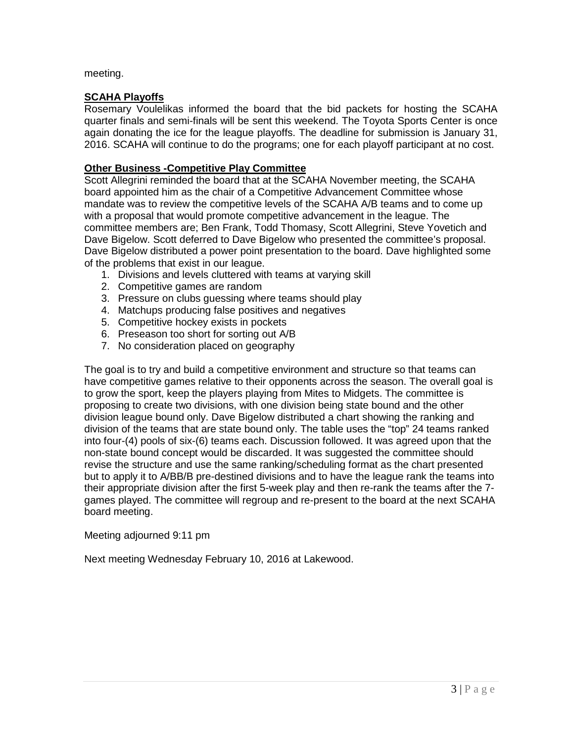meeting.

**SCAHA Playoffs**

Rosemary Voulelikas informed the board that the bid packets for hosting the SCAHA quarter finals and semi-finals will be sent this weekend. The Toyota Sports Center is once again donating the ice for the league playoffs. The deadline for submission is January 31, 2016. SCAHA will continue to do the programs; one for each playoff participant at no cost.

**Other Business -Competitive Play Committee**

Scott Allegrini reminded the board that at the SCAHA November meeting, the SCAHA board appointed him as the chair of a Competitive Advancement Committee whose mandate was to review the competitive levels of the SCAHA A/B teams and to come up with a proposal that would promote competitive advancement in the league. The committee members are; Ben Frank, Todd Thomasy, Scott Allegrini, Steve Yovetich and Dave Bigelow. Scott deferred to Dave Bigelow who presented the committee's proposal. Dave Bigelow distributed a power point presentation to the board. Dave highlighted some of the problems that exist in our league.

1. Divisions and levels cluttered with teams at varying skill
2. Competitive games are random
3. Pressure on clubs guessing where teams should play
4. Matchups producing false positives and negatives
5. Competitive hockey exists in pockets
6. Preseason too short for sorting out A/B
7. No consideration placed on geography

The goal is to try and build a competitive environment and structure so that teams can have competitive games relative to their opponents across the season. The overall goal is to grow the sport, keep the players playing from Mites to Midgets. The committee is proposing to create two divisions, with one division being state bound and the other division league bound only. Dave Bigelow distributed a chart showing the ranking and division of the teams that are state bound only. The table uses the "top" 24 teams ranked into four-(4) pools of six-(6) teams each. Discussion followed. It was agreed upon that the non-state bound concept would be discarded. It was suggested the committee should revise the structure and use the same ranking/scheduling format as the chart presented but to apply it to A/BB/B pre-destined divisions and to have the league rank the teams into their appropriate division after the first 5-week play and then re-rank the teams after the 7-games played. The committee will regroup and re-present to the board at the next SCAHA board meeting.

Meeting adjourned 9:11 pm

Next meeting Wednesday February 10, 2016 at Lakewood.